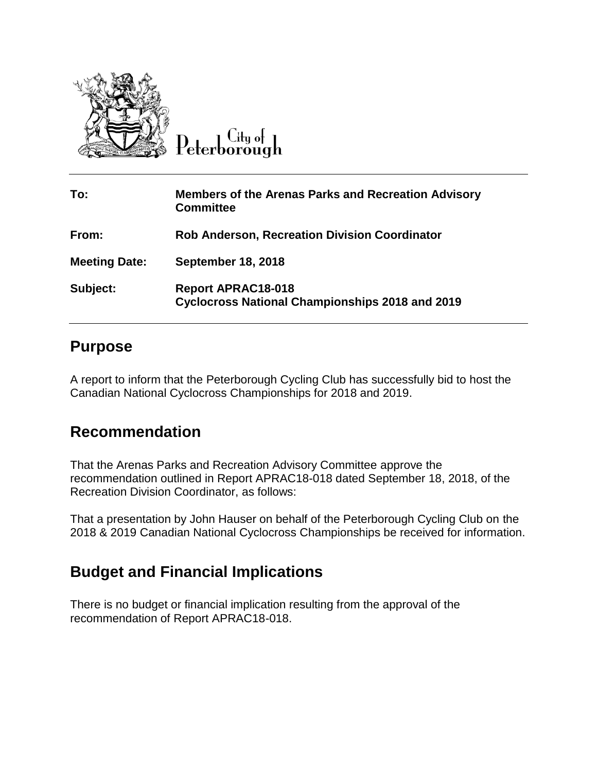City of Peterborough

| | |
|---|---|
| **To:** | **Members of the Arenas Parks and Recreation Advisory Committee** |
| **From:** | **Rob Anderson, Recreation Division Coordinator** |
| **Meeting Date:** | **September 18, 2018** |
| **Subject:** | **Report APRAC18-018**<br>**Cyclocross National Championships 2018 and 2019** |

## Purpose

A report to inform that the Peterborough Cycling Club has successfully bid to host the Canadian National Cyclocross Championships for 2018 and 2019.

## Recommendation

That the Arenas Parks and Recreation Advisory Committee approve the recommendation outlined in Report APRAC18-018 dated September 18, 2018, of the Recreation Division Coordinator, as follows:

That a presentation by John Hauser on behalf of the Peterborough Cycling Club on the 2018 & 2019 Canadian National Cyclocross Championships be received for information.

## Budget and Financial Implications

There is no budget or financial implication resulting from the approval of the recommendation of Report APRAC18-018.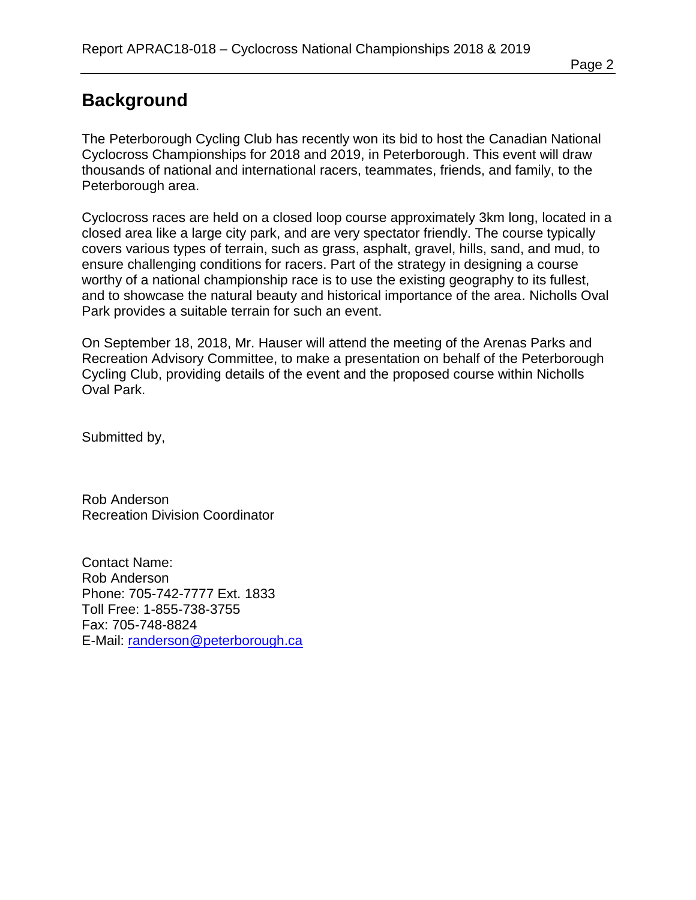## Background

The Peterborough Cycling Club has recently won its bid to host the Canadian National Cyclocross Championships for 2018 and 2019, in Peterborough. This event will draw thousands of national and international racers, teammates, friends, and family, to the Peterborough area.

Cyclocross races are held on a closed loop course approximately 3km long, located in a closed area like a large city park, and are very spectator friendly. The course typically covers various types of terrain, such as grass, asphalt, gravel, hills, sand, and mud, to ensure challenging conditions for racers. Part of the strategy in designing a course worthy of a national championship race is to use the existing geography to its fullest, and to showcase the natural beauty and historical importance of the area. Nicholls Oval Park provides a suitable terrain for such an event.

On September 18, 2018, Mr. Hauser will attend the meeting of the Arenas Parks and Recreation Advisory Committee, to make a presentation on behalf of the Peterborough Cycling Club, providing details of the event and the proposed course within Nicholls Oval Park.

Submitted by,

Rob Anderson
Recreation Division Coordinator

Contact Name:
Rob Anderson
Phone: 705-742-7777 Ext. 1833
Toll Free: 1-855-738-3755
Fax: 705-748-8824
E-Mail: randerson@peterborough.ca